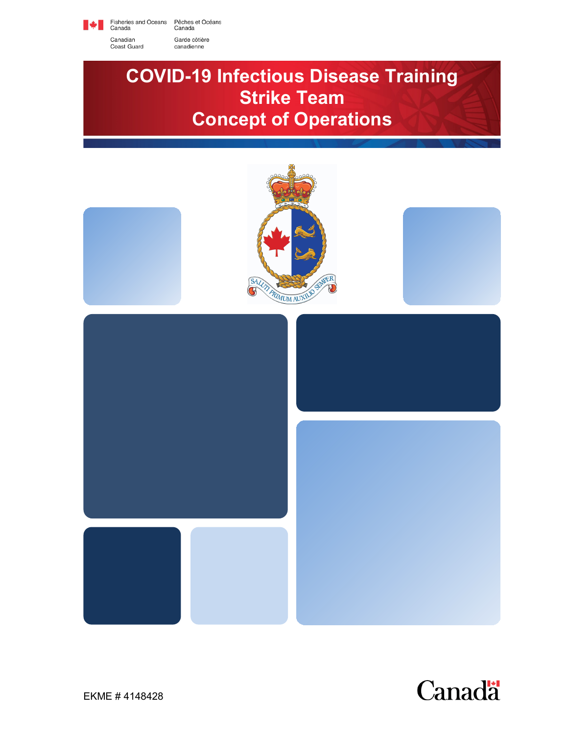Fisheries and Oceans Canada | Pêches et Océans Canada

Canadian Coast Guard | Garde côtière canadienne

# COVID-19 Infectious Disease Training Strike Team Concept of Operations

SALUTI PRIMUM AUXILIO SEMPER

EKME # 4148428

Canada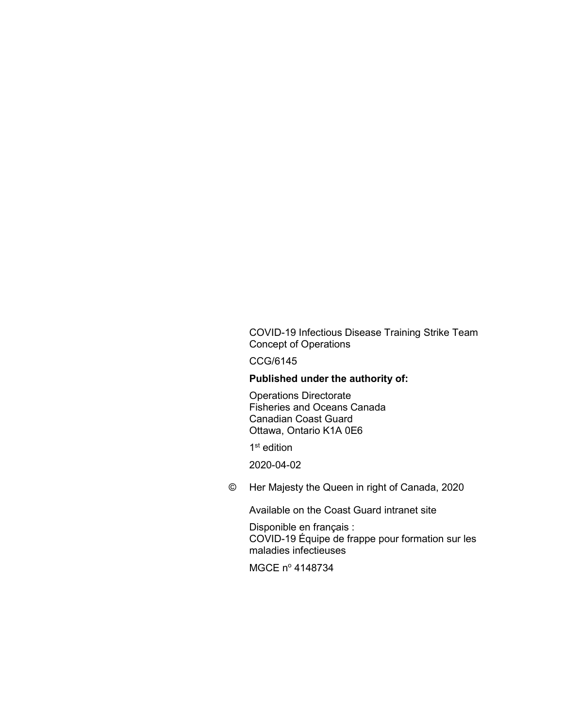COVID-19 Infectious Disease Training Strike Team
Concept of Operations

CCG/6145

**Published under the authority of:**

Operations Directorate
Fisheries and Oceans Canada
Canadian Coast Guard
Ottawa, Ontario K1A 0E6

1st edition

2020-04-02

© Her Majesty the Queen in right of Canada, 2020

Available on the Coast Guard intranet site

Disponible en français :
COVID-19 Équipe de frappe pour formation sur les maladies infectieuses

MGCE nº 4148734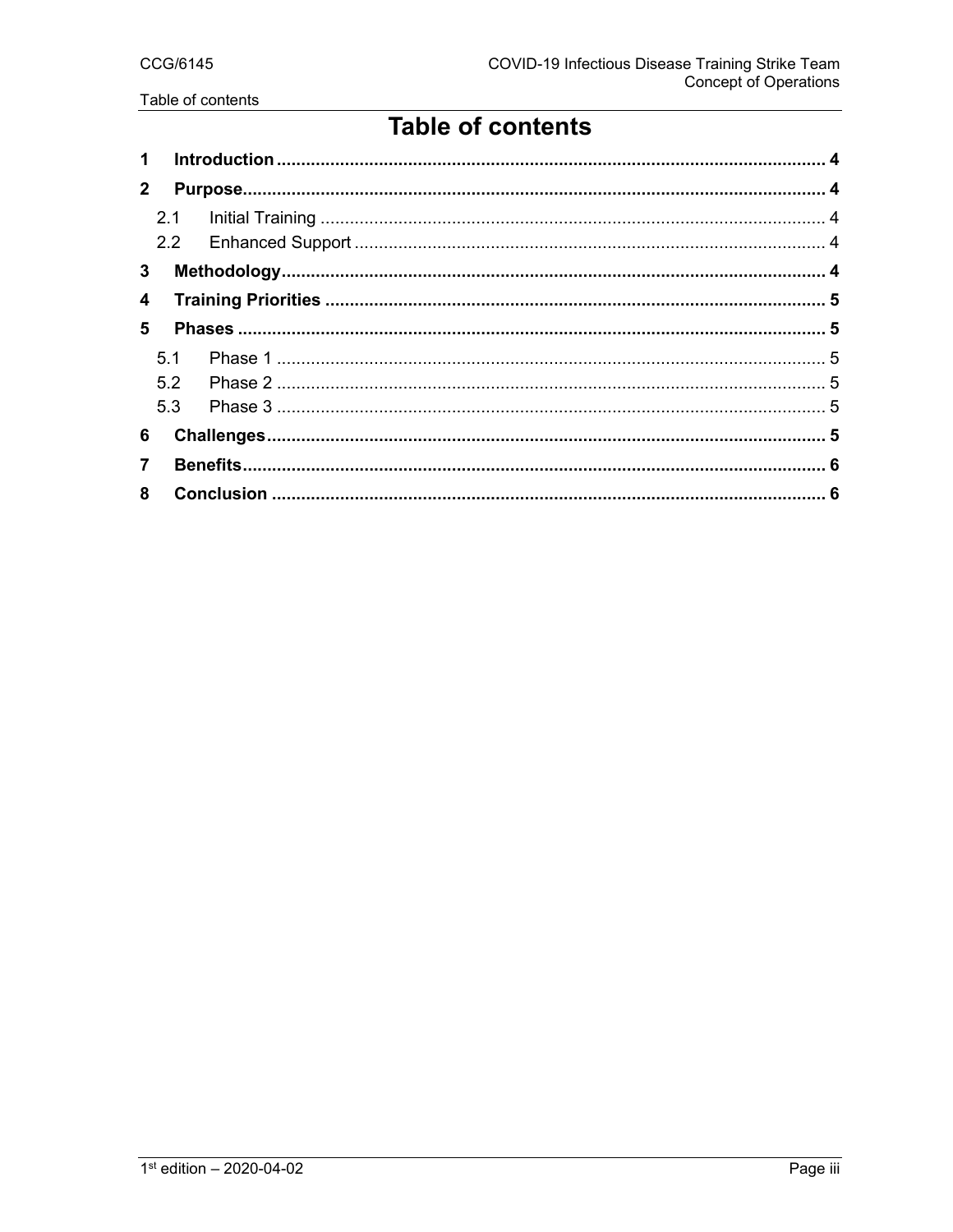# Table of contents

| | | |
|---|---|---|
| **1** | **Introduction** | **4** |
| **2** | **Purpose** | **4** |
| 2.1 | Initial Training | 4 |
| 2.2 | Enhanced Support | 4 |
| **3** | **Methodology** | **4** |
| **4** | **Training Priorities** | **5** |
| **5** | **Phases** | **5** |
| 5.1 | Phase 1 | 5 |
| 5.2 | Phase 2 | 5 |
| 5.3 | Phase 3 | 5 |
| **6** | **Challenges** | **5** |
| **7** | **Benefits** | **6** |
| **8** | **Conclusion** | **6** |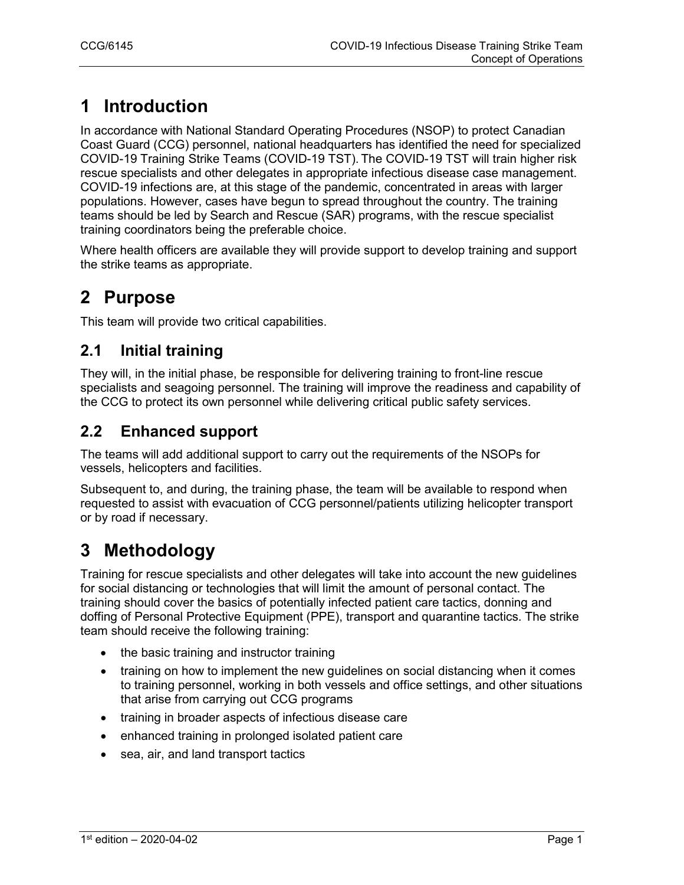# 1 Introduction

In accordance with National Standard Operating Procedures (NSOP) to protect Canadian Coast Guard (CCG) personnel, national headquarters has identified the need for specialized COVID-19 Training Strike Teams (COVID-19 TST). The COVID-19 TST will train higher risk rescue specialists and other delegates in appropriate infectious disease case management. COVID-19 infections are, at this stage of the pandemic, concentrated in areas with larger populations. However, cases have begun to spread throughout the country. The training teams should be led by Search and Rescue (SAR) programs, with the rescue specialist training coordinators being the preferable choice.

Where health officers are available they will provide support to develop training and support the strike teams as appropriate.

# 2 Purpose

This team will provide two critical capabilities.

## 2.1 Initial training

They will, in the initial phase, be responsible for delivering training to front-line rescue specialists and seagoing personnel. The training will improve the readiness and capability of the CCG to protect its own personnel while delivering critical public safety services.

## 2.2 Enhanced support

The teams will add additional support to carry out the requirements of the NSOPs for vessels, helicopters and facilities.

Subsequent to, and during, the training phase, the team will be available to respond when requested to assist with evacuation of CCG personnel/patients utilizing helicopter transport or by road if necessary.

# 3 Methodology

Training for rescue specialists and other delegates will take into account the new guidelines for social distancing or technologies that will limit the amount of personal contact. The training should cover the basics of potentially infected patient care tactics, donning and doffing of Personal Protective Equipment (PPE), transport and quarantine tactics. The strike team should receive the following training:

- the basic training and instructor training
- training on how to implement the new guidelines on social distancing when it comes to training personnel, working in both vessels and office settings, and other situations that arise from carrying out CCG programs
- training in broader aspects of infectious disease care
- enhanced training in prolonged isolated patient care
- sea, air, and land transport tactics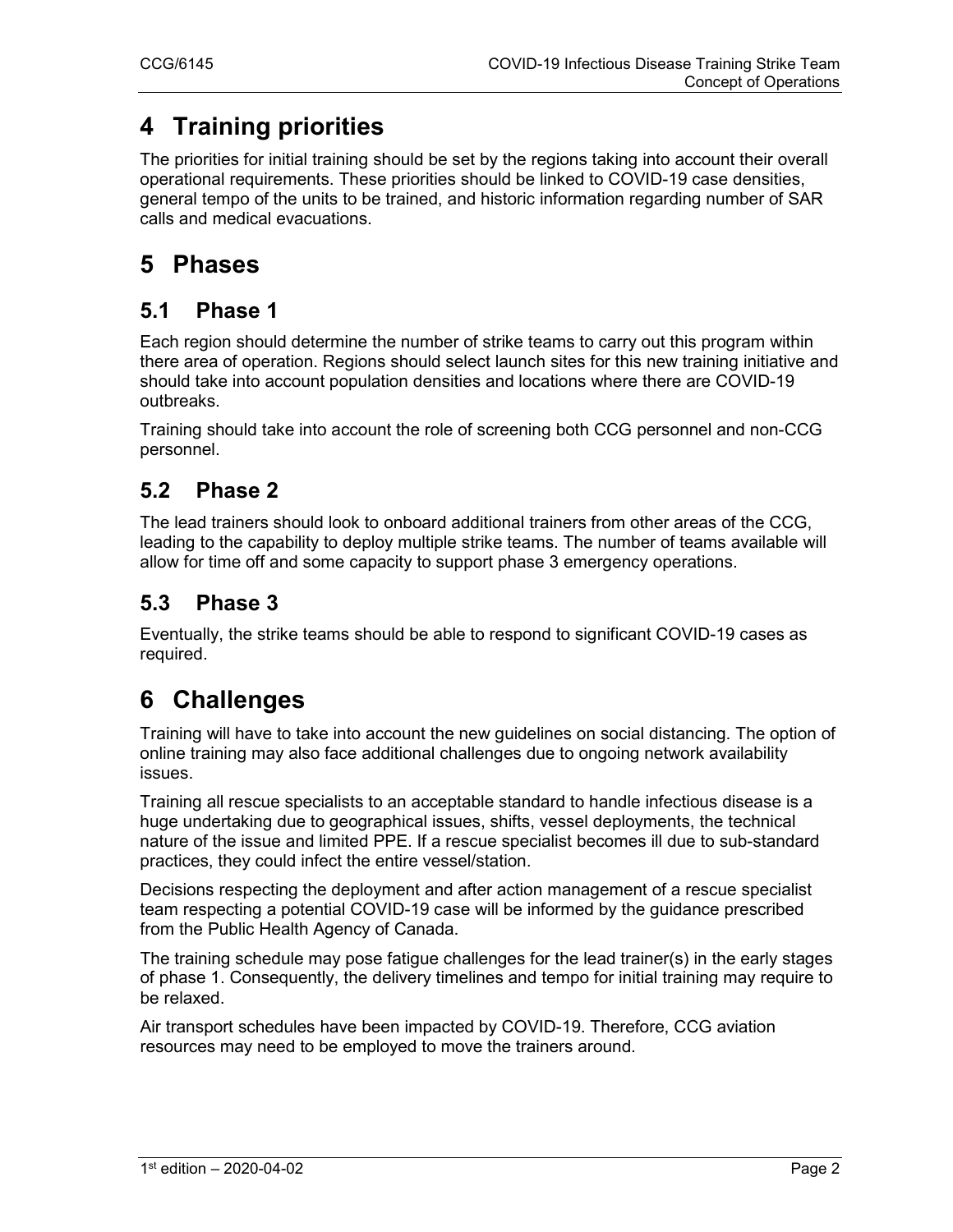# 4 Training priorities

The priorities for initial training should be set by the regions taking into account their overall operational requirements. These priorities should be linked to COVID-19 case densities, general tempo of the units to be trained, and historic information regarding number of SAR calls and medical evacuations.

# 5 Phases

## 5.1 Phase 1

Each region should determine the number of strike teams to carry out this program within there area of operation. Regions should select launch sites for this new training initiative and should take into account population densities and locations where there are COVID-19 outbreaks.

Training should take into account the role of screening both CCG personnel and non-CCG personnel.

## 5.2 Phase 2

The lead trainers should look to onboard additional trainers from other areas of the CCG, leading to the capability to deploy multiple strike teams. The number of teams available will allow for time off and some capacity to support phase 3 emergency operations.

## 5.3 Phase 3

Eventually, the strike teams should be able to respond to significant COVID-19 cases as required.

# 6 Challenges

Training will have to take into account the new guidelines on social distancing. The option of online training may also face additional challenges due to ongoing network availability issues.

Training all rescue specialists to an acceptable standard to handle infectious disease is a huge undertaking due to geographical issues, shifts, vessel deployments, the technical nature of the issue and limited PPE. If a rescue specialist becomes ill due to sub-standard practices, they could infect the entire vessel/station.

Decisions respecting the deployment and after action management of a rescue specialist team respecting a potential COVID-19 case will be informed by the guidance prescribed from the Public Health Agency of Canada.

The training schedule may pose fatigue challenges for the lead trainer(s) in the early stages of phase 1. Consequently, the delivery timelines and tempo for initial training may require to be relaxed.

Air transport schedules have been impacted by COVID-19. Therefore, CCG aviation resources may need to be employed to move the trainers around.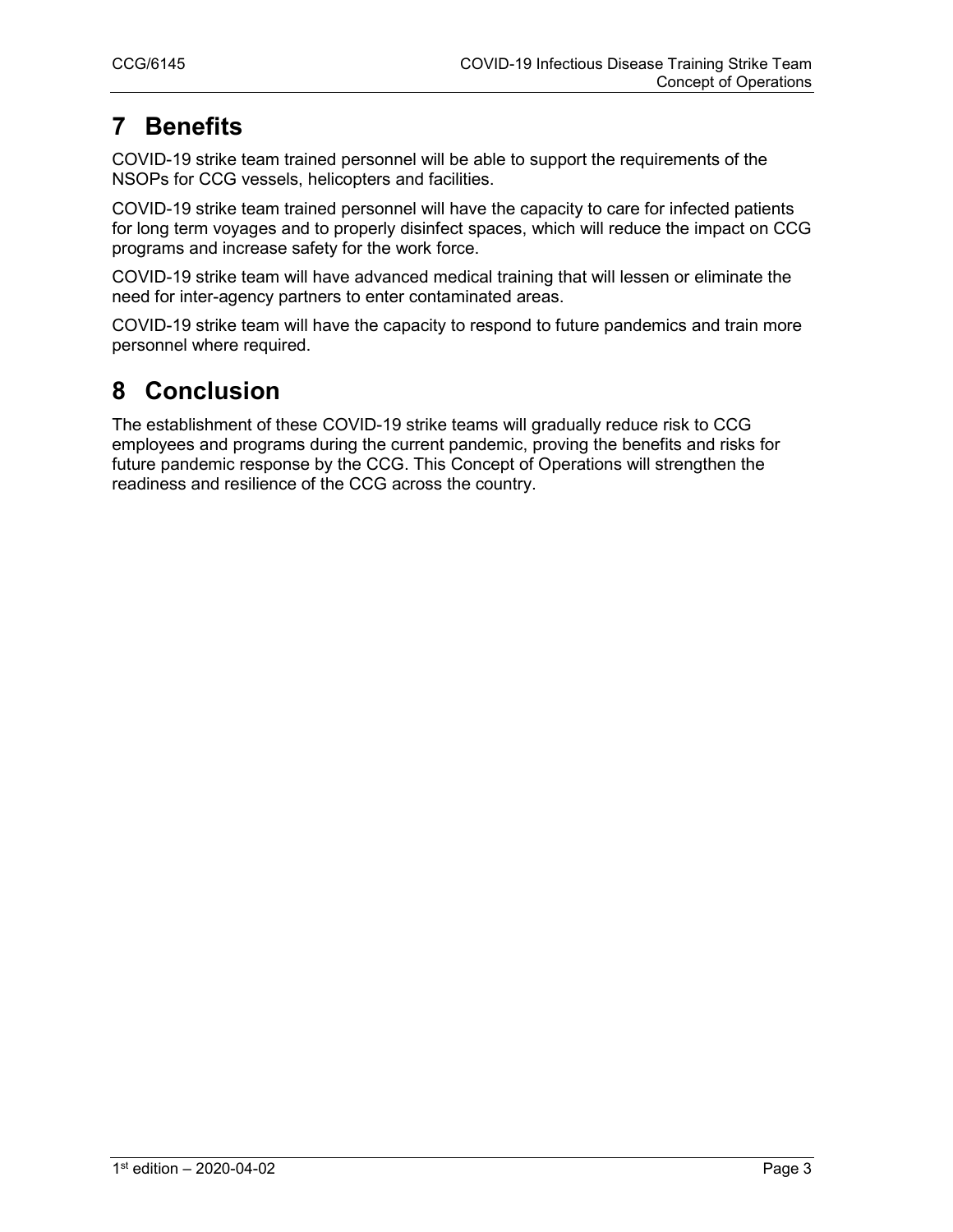# 7 Benefits

COVID-19 strike team trained personnel will be able to support the requirements of the NSOPs for CCG vessels, helicopters and facilities.

COVID-19 strike team trained personnel will have the capacity to care for infected patients for long term voyages and to properly disinfect spaces, which will reduce the impact on CCG programs and increase safety for the work force.

COVID-19 strike team will have advanced medical training that will lessen or eliminate the need for inter-agency partners to enter contaminated areas.

COVID-19 strike team will have the capacity to respond to future pandemics and train more personnel where required.

# 8 Conclusion

The establishment of these COVID-19 strike teams will gradually reduce risk to CCG employees and programs during the current pandemic, proving the benefits and risks for future pandemic response by the CCG. This Concept of Operations will strengthen the readiness and resilience of the CCG across the country.